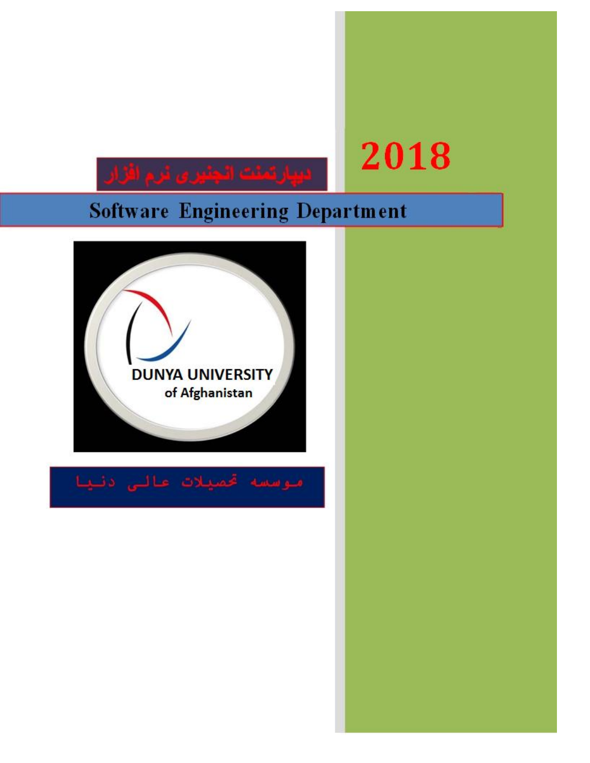2018

دیپارتمنت انجنیری نرم افزار

# Software Engineering Department

DUNYA UNIVERSITY
of Afghanistan

موسسه تحصیلات عالی دنیا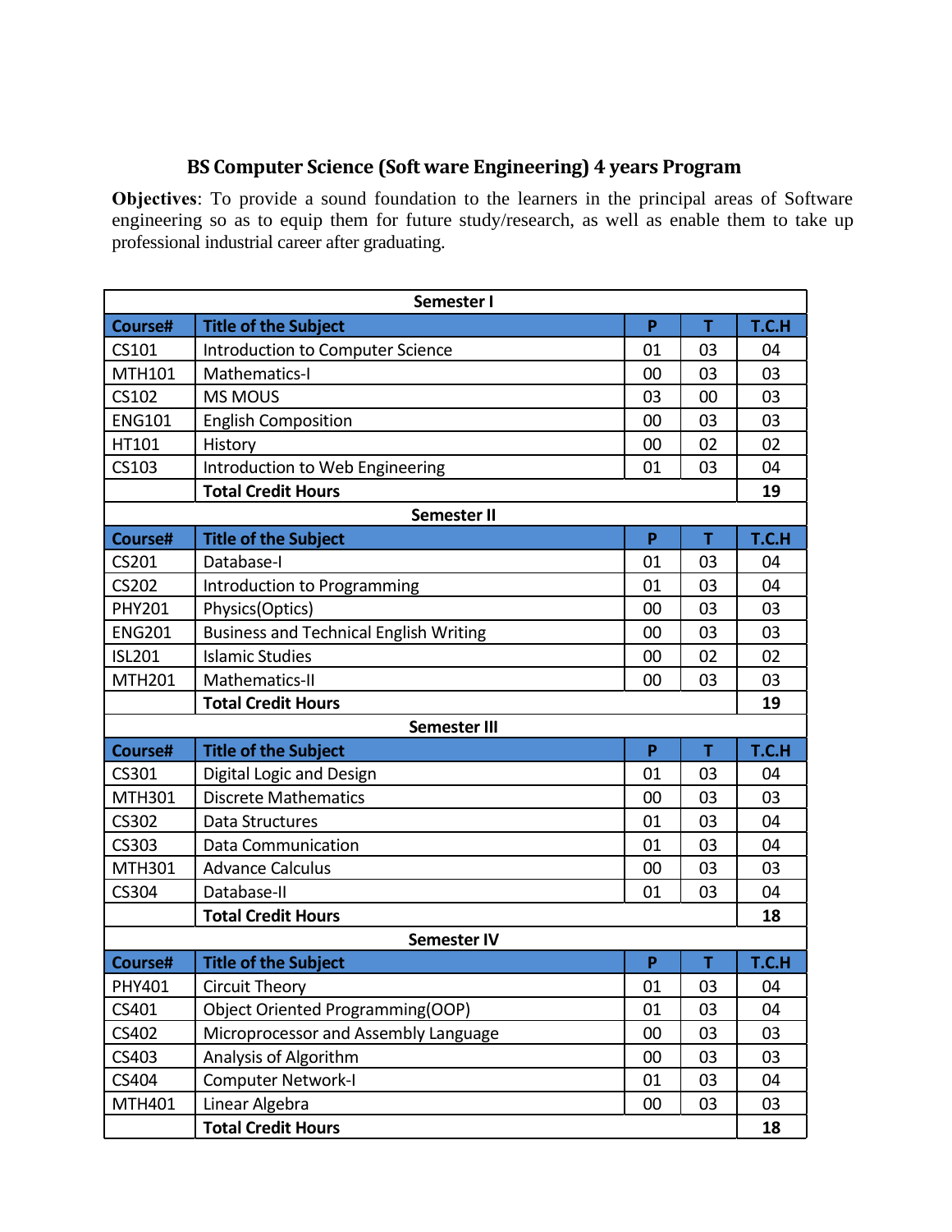## BS Computer Science (Soft ware Engineering) 4 years Program

**Objectives**: To provide a sound foundation to the learners in the principal areas of Software engineering so as to equip them for future study/research, as well as enable them to take up professional industrial career after graduating.

| Semester I | | | | |
|---|---|---|---|---|
| **Course#** | **Title of the Subject** | **P** | **T** | **T.C.H** |
| CS101 | Introduction to Computer Science | 01 | 03 | 04 |
| MTH101 | Mathematics-I | 00 | 03 | 03 |
| CS102 | MS MOUS | 03 | 00 | 03 |
| ENG101 | English Composition | 00 | 03 | 03 |
| HT101 | History | 00 | 02 | 02 |
| CS103 | Introduction to Web Engineering | 01 | 03 | 04 |
| | **Total Credit Hours** | | | **19** |
| **Semester II** | | | | |
| **Course#** | **Title of the Subject** | **P** | **T** | **T.C.H** |
| CS201 | Database-I | 01 | 03 | 04 |
| CS202 | Introduction to Programming | 01 | 03 | 04 |
| PHY201 | Physics(Optics) | 00 | 03 | 03 |
| ENG201 | Business and Technical English Writing | 00 | 03 | 03 |
| ISL201 | Islamic Studies | 00 | 02 | 02 |
| MTH201 | Mathematics-II | 00 | 03 | 03 |
| | **Total Credit Hours** | | | **19** |
| **Semester III** | | | | |
| **Course#** | **Title of the Subject** | **P** | **T** | **T.C.H** |
| CS301 | Digital Logic and Design | 01 | 03 | 04 |
| MTH301 | Discrete Mathematics | 00 | 03 | 03 |
| CS302 | Data Structures | 01 | 03 | 04 |
| CS303 | Data Communication | 01 | 03 | 04 |
| MTH301 | Advance Calculus | 00 | 03 | 03 |
| CS304 | Database-II | 01 | 03 | 04 |
| | **Total Credit Hours** | | | **18** |
| **Semester IV** | | | | |
| **Course#** | **Title of the Subject** | **P** | **T** | **T.C.H** |
| PHY401 | Circuit Theory | 01 | 03 | 04 |
| CS401 | Object Oriented Programming(OOP) | 01 | 03 | 04 |
| CS402 | Microprocessor and Assembly Language | 00 | 03 | 03 |
| CS403 | Analysis of Algorithm | 00 | 03 | 03 |
| CS404 | Computer Network-I | 01 | 03 | 04 |
| MTH401 | Linear Algebra | 00 | 03 | 03 |
| | **Total Credit Hours** | | | **18** |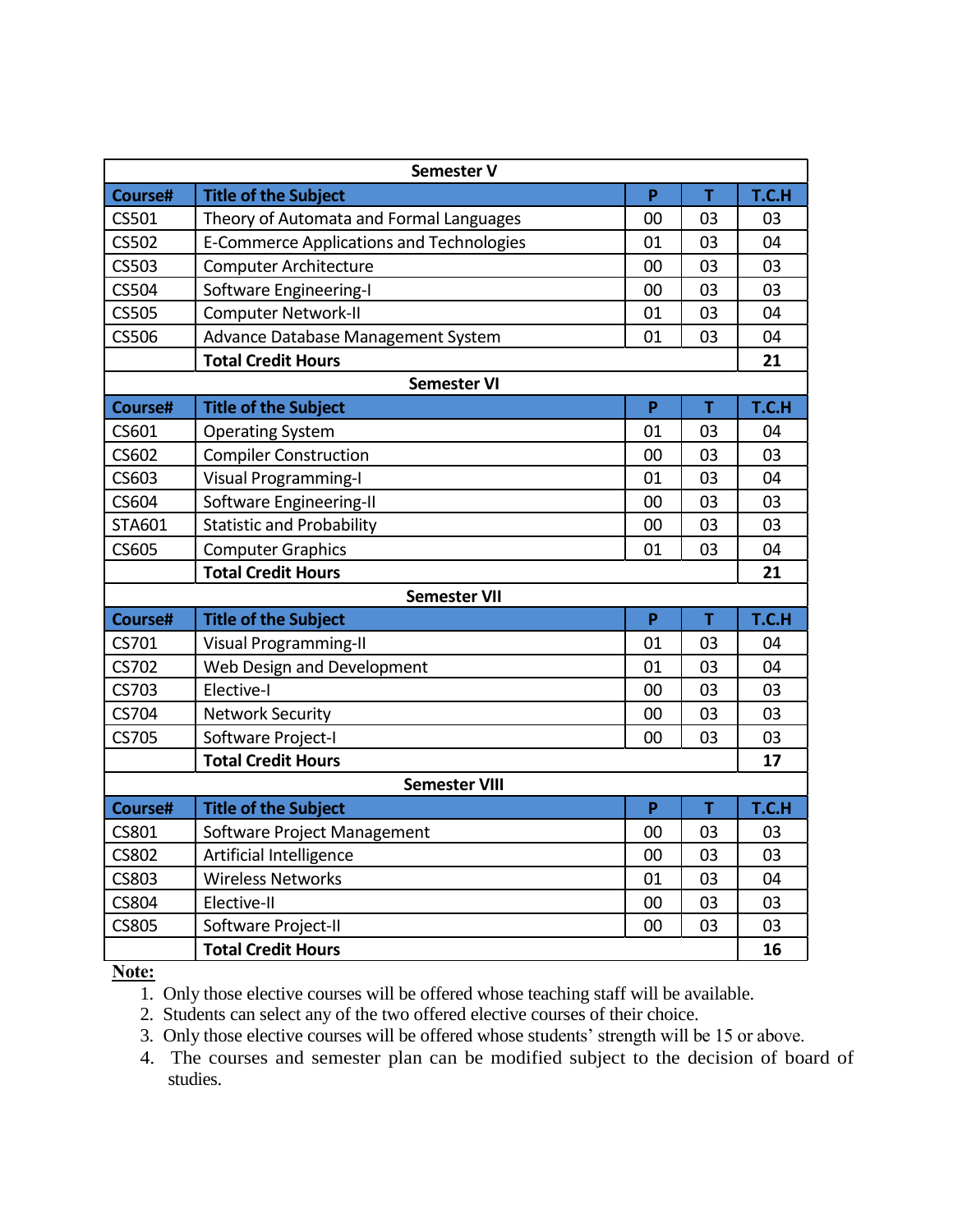| Semester V | | | | |
|---|---|---|---|---|
| **Course#** | **Title of the Subject** | **P** | **T** | **T.C.H** |
| CS501 | Theory of Automata and Formal Languages | 00 | 03 | 03 |
| CS502 | E-Commerce Applications and Technologies | 01 | 03 | 04 |
| CS503 | Computer Architecture | 00 | 03 | 03 |
| CS504 | Software Engineering-I | 00 | 03 | 03 |
| CS505 | Computer Network-II | 01 | 03 | 04 |
| CS506 | Advance Database Management System | 01 | 03 | 04 |
| | **Total Credit Hours** | | | **21** |

| Semester VI | | | | |
|---|---|---|---|---|
| **Course#** | **Title of the Subject** | **P** | **T** | **T.C.H** |
| CS601 | Operating System | 01 | 03 | 04 |
| CS602 | Compiler Construction | 00 | 03 | 03 |
| CS603 | Visual Programming-I | 01 | 03 | 04 |
| CS604 | Software Engineering-II | 00 | 03 | 03 |
| STA601 | Statistic and Probability | 00 | 03 | 03 |
| CS605 | Computer Graphics | 01 | 03 | 04 |
| | **Total Credit Hours** | | | **21** |

| Semester VII | | | | |
|---|---|---|---|---|
| **Course#** | **Title of the Subject** | **P** | **T** | **T.C.H** |
| CS701 | Visual Programming-II | 01 | 03 | 04 |
| CS702 | Web Design and Development | 01 | 03 | 04 |
| CS703 | Elective-I | 00 | 03 | 03 |
| CS704 | Network Security | 00 | 03 | 03 |
| CS705 | Software Project-I | 00 | 03 | 03 |
| | **Total Credit Hours** | | | **17** |

| Semester VIII | | | | |
|---|---|---|---|---|
| **Course#** | **Title of the Subject** | **P** | **T** | **T.C.H** |
| CS801 | Software Project Management | 00 | 03 | 03 |
| CS802 | Artificial Intelligence | 00 | 03 | 03 |
| CS803 | Wireless Networks | 01 | 03 | 04 |
| CS804 | Elective-II | 00 | 03 | 03 |
| CS805 | Software Project-II | 00 | 03 | 03 |
| | **Total Credit Hours** | | | **16** |

**Note:**

1. Only those elective courses will be offered whose teaching staff will be available.
2. Students can select any of the two offered elective courses of their choice.
3. Only those elective courses will be offered whose students' strength will be 15 or above.
4. The courses and semester plan can be modified subject to the decision of board of studies.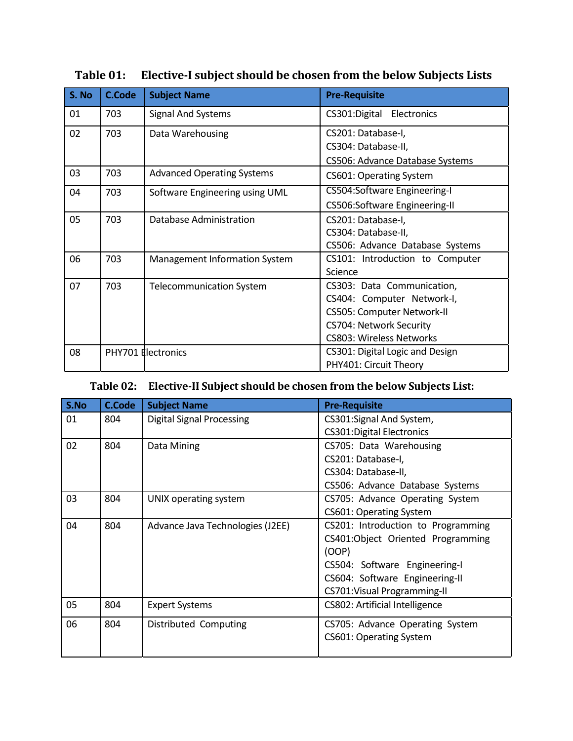**Table 01: Elective-I subject should be chosen from the below Subjects Lists**

| S. No | C.Code | Subject Name | Pre-Requisite |
|---|---|---|---|
| 01 | 703 | Signal And Systems | CS301:Digital Electronics |
| 02 | 703 | Data Warehousing | CS201: Database-I,<br>CS304: Database-II,<br>CS506: Advance Database Systems |
| 03 | 703 | Advanced Operating Systems | CS601: Operating System |
| 04 | 703 | Software Engineering using UML | CS504:Software Engineering-I<br>CS506:Software Engineering-II |
| 05 | 703 | Database Administration | CS201: Database-I,<br>CS304: Database-II,<br>CS506: Advance Database Systems |
| 06 | 703 | Management Information System | CS101: Introduction to Computer Science |
| 07 | 703 | Telecommunication System | CS303: Data Communication,<br>CS404: Computer Network-I,<br>CS505: Computer Network-II<br>CS704: Network Security<br>CS803: Wireless Networks |
| 08 | PHY701 | Electronics | CS301: Digital Logic and Design<br>PHY401: Circuit Theory |

**Table 02: Elective-II Subject should be chosen from the below Subjects List:**

| S.No | C.Code | Subject Name | Pre-Requisite |
|---|---|---|---|
| 01 | 804 | Digital Signal Processing | CS301:Signal And System,<br>CS301:Digital Electronics |
| 02 | 804 | Data Mining | CS705: Data Warehousing<br>CS201: Database-I,<br>CS304: Database-II,<br>CS506: Advance Database Systems |
| 03 | 804 | UNIX operating system | CS705: Advance Operating System<br>CS601: Operating System |
| 04 | 804 | Advance Java Technologies (J2EE) | CS201: Introduction to Programming<br>CS401:Object Oriented Programming (OOP)<br>CS504: Software Engineering-I<br>CS604: Software Engineering-II<br>CS701:Visual Programming-II |
| 05 | 804 | Expert Systems | CS802: Artificial Intelligence |
| 06 | 804 | Distributed Computing | CS705: Advance Operating System<br>CS601: Operating System |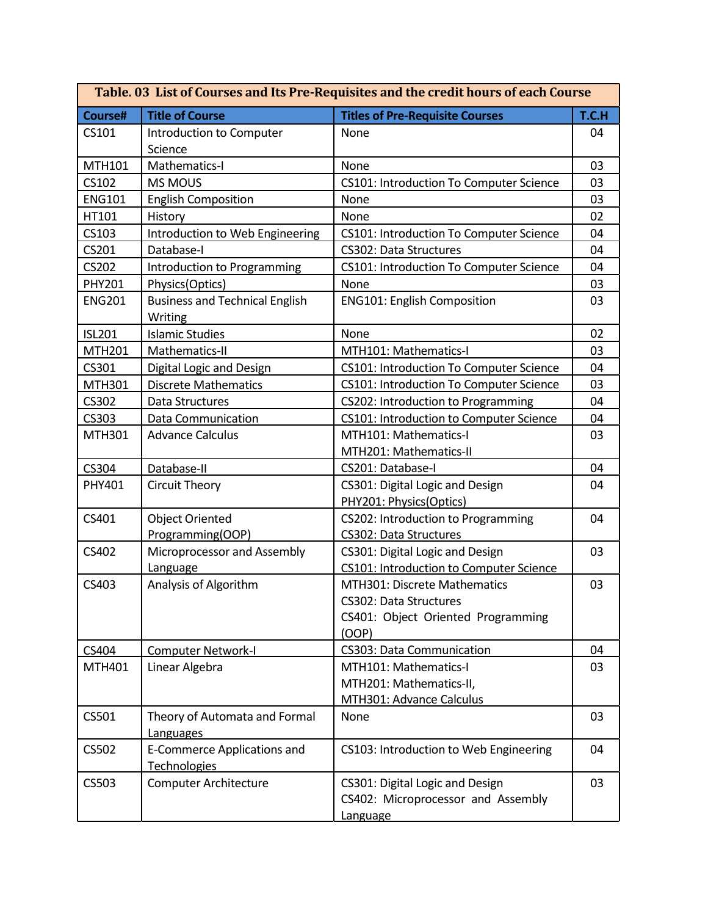**Table. 03 List of Courses and Its Pre-Requisites and the credit hours of each Course**

| Course# | Title of Course | Titles of Pre-Requisite Courses | T.C.H |
|---|---|---|---|
| CS101 | Introduction to Computer Science | None | 04 |
| MTH101 | Mathematics-I | None | 03 |
| CS102 | MS MOUS | CS101: Introduction To Computer Science | 03 |
| ENG101 | English Composition | None | 03 |
| HT101 | History | None | 02 |
| CS103 | Introduction to Web Engineering | CS101: Introduction To Computer Science | 04 |
| CS201 | Database-I | CS302: Data Structures | 04 |
| CS202 | Introduction to Programming | CS101: Introduction To Computer Science | 04 |
| PHY201 | Physics(Optics) | None | 03 |
| ENG201 | Business and Technical English Writing | ENG101: English Composition | 03 |
| ISL201 | Islamic Studies | None | 02 |
| MTH201 | Mathematics-II | MTH101: Mathematics-I | 03 |
| CS301 | Digital Logic and Design | CS101: Introduction To Computer Science | 04 |
| MTH301 | Discrete Mathematics | CS101: Introduction To Computer Science | 03 |
| CS302 | Data Structures | CS202: Introduction to Programming | 04 |
| CS303 | Data Communication | CS101: Introduction to Computer Science | 04 |
| MTH301 | Advance Calculus | MTH101: Mathematics-I<br>MTH201: Mathematics-II | 03 |
| CS304 | Database-II | CS201: Database-I | 04 |
| PHY401 | Circuit Theory | CS301: Digital Logic and Design<br>PHY201: Physics(Optics) | 04 |
| CS401 | Object Oriented Programming(OOP) | CS202: Introduction to Programming<br>CS302: Data Structures | 04 |
| CS402 | Microprocessor and Assembly Language | CS301: Digital Logic and Design<br>CS101: Introduction to Computer Science | 03 |
| CS403 | Analysis of Algorithm | MTH301: Discrete Mathematics<br>CS302: Data Structures<br>CS401: Object Oriented Programming (OOP) | 03 |
| CS404 | Computer Network-I | CS303: Data Communication | 04 |
| MTH401 | Linear Algebra | MTH101: Mathematics-I<br>MTH201: Mathematics-II,<br>MTH301: Advance Calculus | 03 |
| CS501 | Theory of Automata and Formal Languages | None | 03 |
| CS502 | E-Commerce Applications and Technologies | CS103: Introduction to Web Engineering | 04 |
| CS503 | Computer Architecture | CS301: Digital Logic and Design<br>CS402: Microprocessor and Assembly Language | 03 |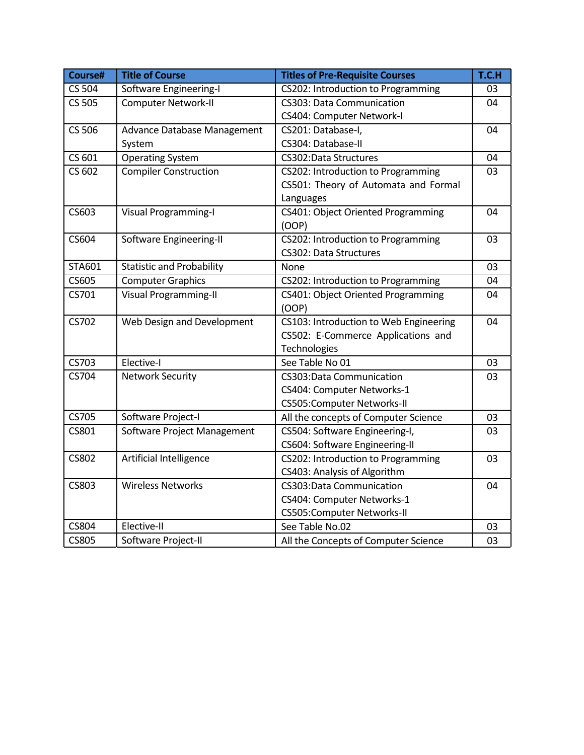| Course# | Title of Course | Titles of Pre-Requisite Courses | T.C.H |
|---|---|---|---|
| CS 504 | Software Engineering-I | CS202: Introduction to Programming | 03 |
| CS 505 | Computer Network-II | CS303: Data Communication<br>CS404: Computer Network-I | 04 |
| CS 506 | Advance Database Management System | CS201: Database-I,<br>CS304: Database-II | 04 |
| CS 601 | Operating System | CS302:Data Structures | 04 |
| CS 602 | Compiler Construction | CS202: Introduction to Programming<br>CS501: Theory of Automata and Formal Languages | 03 |
| CS603 | Visual Programming-I | CS401: Object Oriented Programming (OOP) | 04 |
| CS604 | Software Engineering-II | CS202: Introduction to Programming<br>CS302: Data Structures | 03 |
| STA601 | Statistic and Probability | None | 03 |
| CS605 | Computer Graphics | CS202: Introduction to Programming | 04 |
| CS701 | Visual Programming-II | CS401: Object Oriented Programming (OOP) | 04 |
| CS702 | Web Design and Development | CS103: Introduction to Web Engineering<br>CS502: E-Commerce Applications and Technologies | 04 |
| CS703 | Elective-I | See Table No 01 | 03 |
| CS704 | Network Security | CS303:Data Communication<br>CS404: Computer Networks-1<br>CS505:Computer Networks-II | 03 |
| CS705 | Software Project-I | All the concepts of Computer Science | 03 |
| CS801 | Software Project Management | CS504: Software Engineering-I,<br>CS604: Software Engineering-II | 03 |
| CS802 | Artificial Intelligence | CS202: Introduction to Programming<br>CS403: Analysis of Algorithm | 03 |
| CS803 | Wireless Networks | CS303:Data Communication<br>CS404: Computer Networks-1<br>CS505:Computer Networks-II | 04 |
| CS804 | Elective-II | See Table No.02 | 03 |
| CS805 | Software Project-II | All the Concepts of Computer Science | 03 |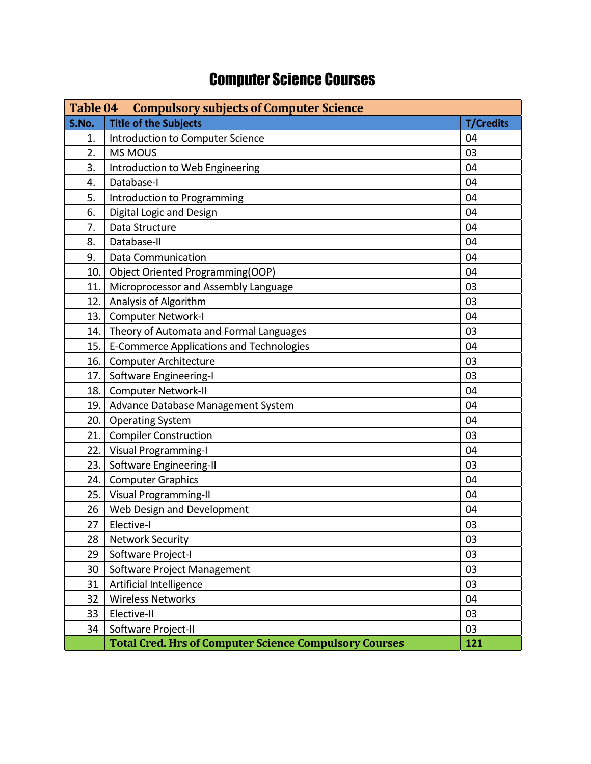# Computer Science Courses

| Table 04 Compulsory subjects of Computer Science | | |
|---|---|---|
| **S.No.** | **Title of the Subjects** | **T/Credits** |
| 1. | Introduction to Computer Science | 04 |
| 2. | MS MOUS | 03 |
| 3. | Introduction to Web Engineering | 04 |
| 4. | Database-I | 04 |
| 5. | Introduction to Programming | 04 |
| 6. | Digital Logic and Design | 04 |
| 7. | Data Structure | 04 |
| 8. | Database-II | 04 |
| 9. | Data Communication | 04 |
| 10. | Object Oriented Programming(OOP) | 04 |
| 11. | Microprocessor and Assembly Language | 03 |
| 12. | Analysis of Algorithm | 03 |
| 13. | Computer Network-I | 04 |
| 14. | Theory of Automata and Formal Languages | 03 |
| 15. | E-Commerce Applications and Technologies | 04 |
| 16. | Computer Architecture | 03 |
| 17. | Software Engineering-I | 03 |
| 18. | Computer Network-II | 04 |
| 19. | Advance Database Management System | 04 |
| 20. | Operating System | 04 |
| 21. | Compiler Construction | 03 |
| 22. | Visual Programming-I | 04 |
| 23. | Software Engineering-II | 03 |
| 24. | Computer Graphics | 04 |
| 25. | Visual Programming-II | 04 |
| 26 | Web Design and Development | 04 |
| 27 | Elective-I | 03 |
| 28 | Network Security | 03 |
| 29 | Software Project-I | 03 |
| 30 | Software Project Management | 03 |
| 31 | Artificial Intelligence | 03 |
| 32 | Wireless Networks | 04 |
| 33 | Elective-II | 03 |
| 34 | Software Project-II | 03 |
| | **Total Cred. Hrs of Computer Science Compulsory Courses** | **121** |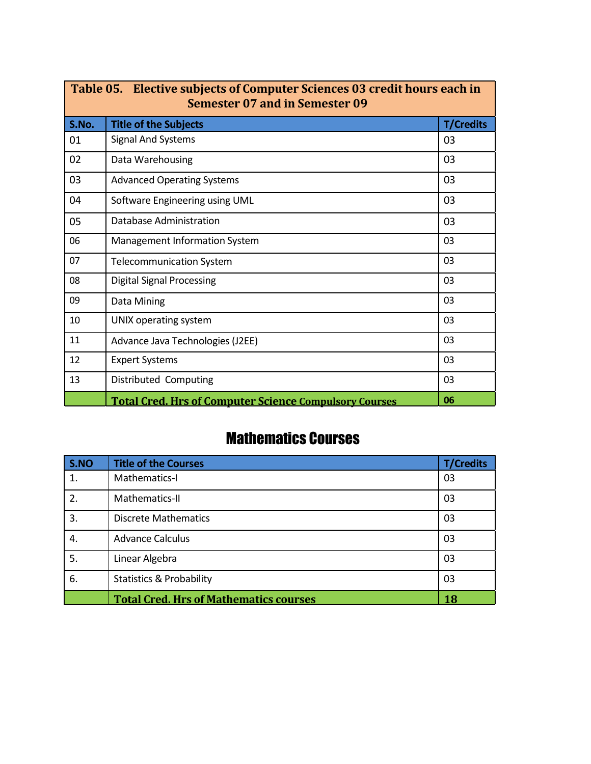| Table 05. Elective subjects of Computer Sciences 03 credit hours each in Semester 07 and in Semester 09 | | |
|---|---|---|
| **S.No.** | **Title of the Subjects** | **T/Credits** |
| 01 | Signal And Systems | 03 |
| 02 | Data Warehousing | 03 |
| 03 | Advanced Operating Systems | 03 |
| 04 | Software Engineering using UML | 03 |
| 05 | Database Administration | 03 |
| 06 | Management Information System | 03 |
| 07 | Telecommunication System | 03 |
| 08 | Digital Signal Processing | 03 |
| 09 | Data Mining | 03 |
| 10 | UNIX operating system | 03 |
| 11 | Advance Java Technologies (J2EE) | 03 |
| 12 | Expert Systems | 03 |
| 13 | Distributed Computing | 03 |
| | **Total Cred. Hrs of Computer Science Compulsory Courses** | **06** |

## Mathematics Courses

| S.NO | Title of the Courses | T/Credits |
|---|---|---|
| 1. | Mathematics-I | 03 |
| 2. | Mathematics-II | 03 |
| 3. | Discrete Mathematics | 03 |
| 4. | Advance Calculus | 03 |
| 5. | Linear Algebra | 03 |
| 6. | Statistics & Probability | 03 |
| | **Total Cred. Hrs of Mathematics courses** | **18** |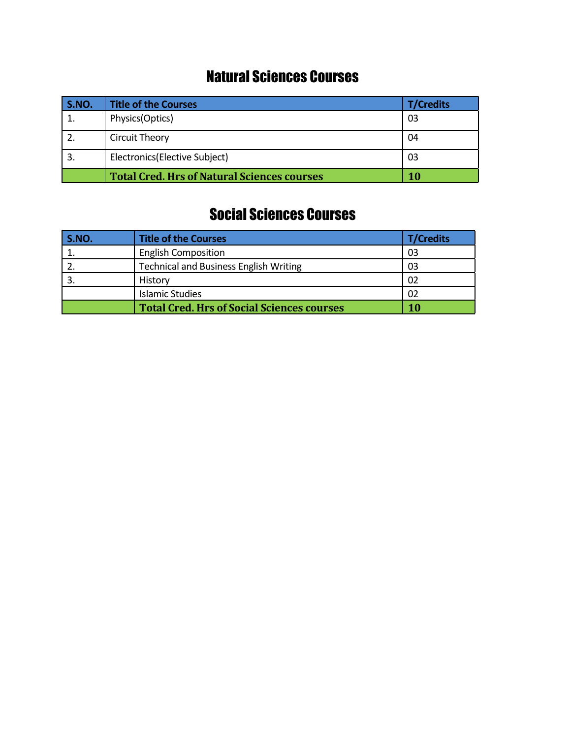## Natural Sciences Courses

| S.NO. | Title of the Courses | T/Credits |
|---|---|---|
| 1. | Physics(Optics) | 03 |
| 2. | Circuit Theory | 04 |
| 3. | Electronics(Elective Subject) | 03 |
| | **Total Cred. Hrs of Natural Sciences courses** | **10** |

## Social Sciences Courses

| S.NO. | Title of the Courses | T/Credits |
|---|---|---|
| 1. | English Composition | 03 |
| 2. | Technical and Business English Writing | 03 |
| 3. | History | 02 |
| | Islamic Studies | 02 |
| | **Total Cred. Hrs of Social Sciences courses** | **10** |